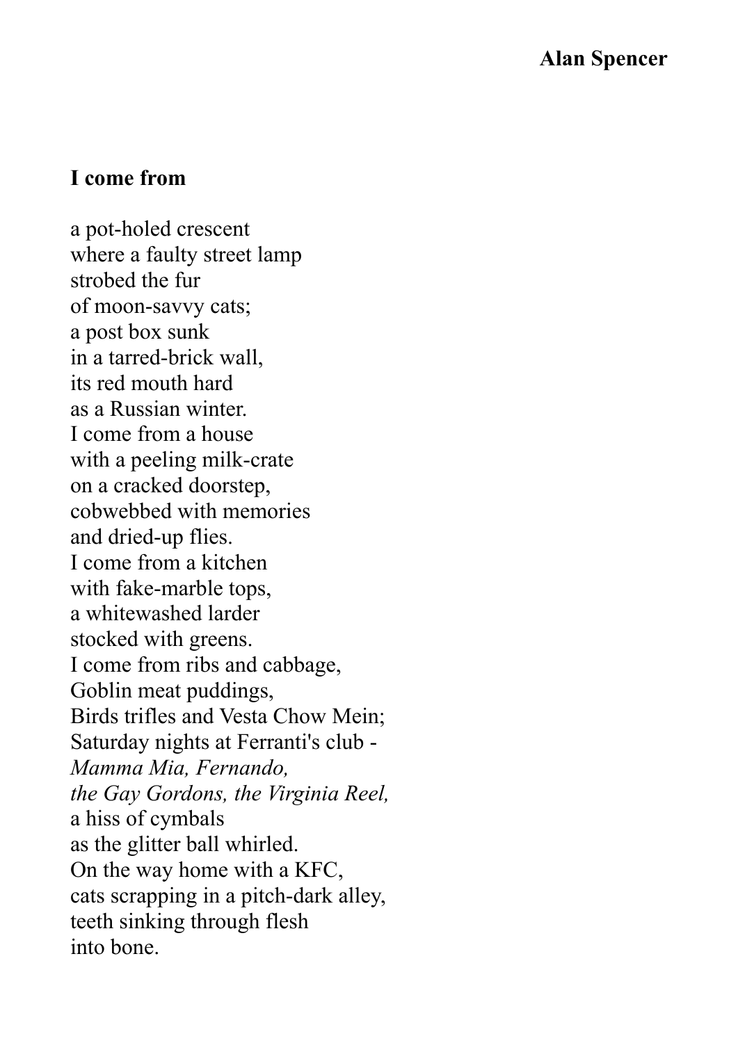**I come from**

a pot-holed crescent  
where a faulty street lamp  
strobed the fur  
of moon-savvy cats;  
a post box sunk  
in a tarred-brick wall,  
its red mouth hard  
as a Russian winter.  
I come from a house  
with a peeling milk-crate  
on a cracked doorstep,  
cobwebbed with memories  
and dried-up flies.  
I come from a kitchen  
with fake-marble tops,  
a whitewashed larder  
stocked with greens.  
I come from ribs and cabbage,  
Goblin meat puddings,  
Birds trifles and Vesta Chow Mein;  
Saturday nights at Ferranti's club -  
*Mamma Mia, Fernando,*  
*the Gay Gordons, the Virginia Reel,*  
a hiss of cymbals  
as the glitter ball whirled.  
On the way home with a KFC,  
cats scrapping in a pitch-dark alley,  
teeth sinking through flesh  
into bone.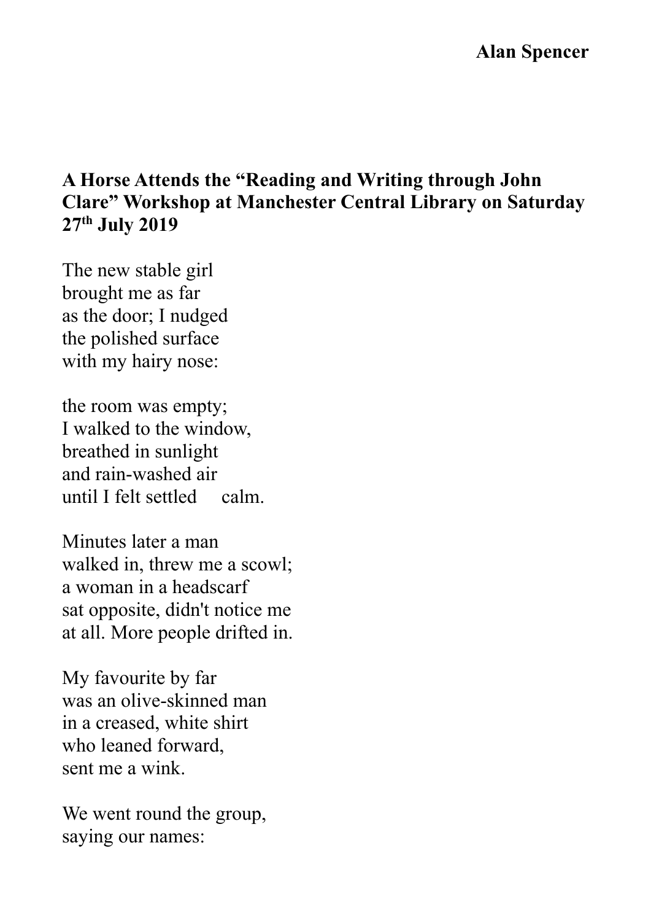**Alan Spencer**

## A Horse Attends the "Reading and Writing through John Clare" Workshop at Manchester Central Library on Saturday 27th July 2019

The new stable girl  
brought me as far  
as the door; I nudged  
the polished surface  
with my hairy nose:

the room was empty;  
I walked to the window,  
breathed in sunlight  
and rain-washed air  
until I felt settled     calm.

Minutes later a man  
walked in, threw me a scowl;  
a woman in a headscarf  
sat opposite, didn't notice me  
at all. More people drifted in.

My favourite by far  
was an olive-skinned man  
in a creased, white shirt  
who leaned forward,  
sent me a wink.

We went round the group,  
saying our names: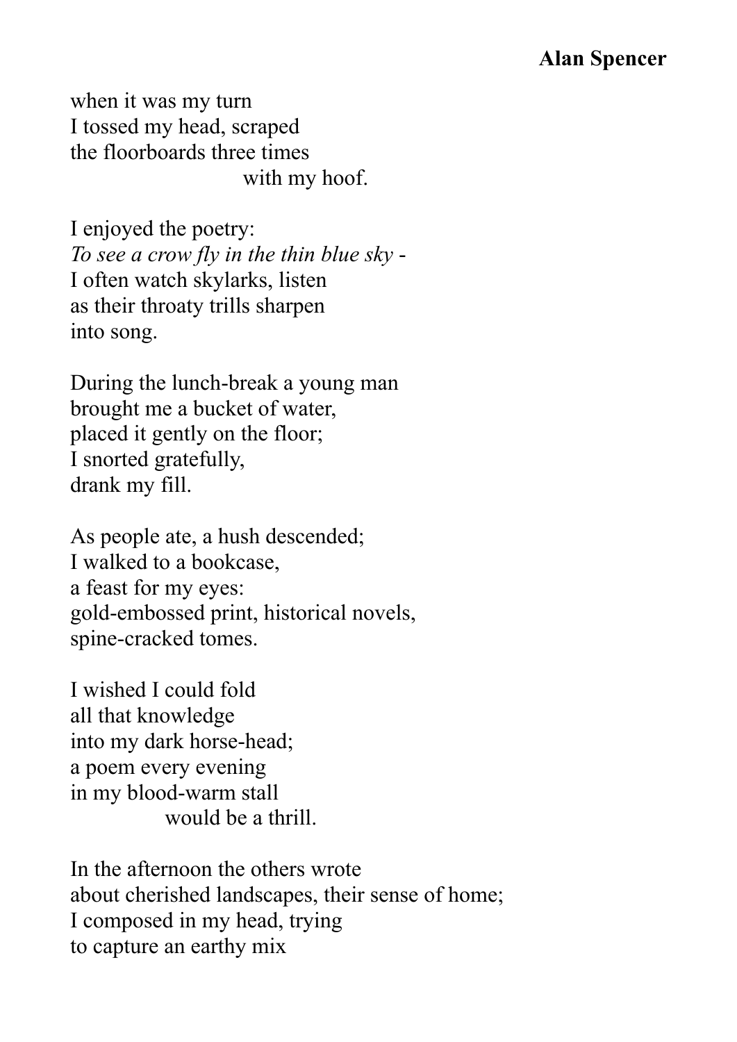when it was my turn
I tossed my head, scraped
the floorboards three times
with my hoof.

I enjoyed the poetry:
*To see a crow fly in the thin blue sky* -
I often watch skylarks, listen
as their throaty trills sharpen
into song.

During the lunch-break a young man
brought me a bucket of water,
placed it gently on the floor;
I snorted gratefully,
drank my fill.

As people ate, a hush descended;
I walked to a bookcase,
a feast for my eyes:
gold-embossed print, historical novels,
spine-cracked tomes.

I wished I could fold
all that knowledge
into my dark horse-head;
a poem every evening
in my blood-warm stall
would be a thrill.

In the afternoon the others wrote
about cherished landscapes, their sense of home;
I composed in my head, trying
to capture an earthy mix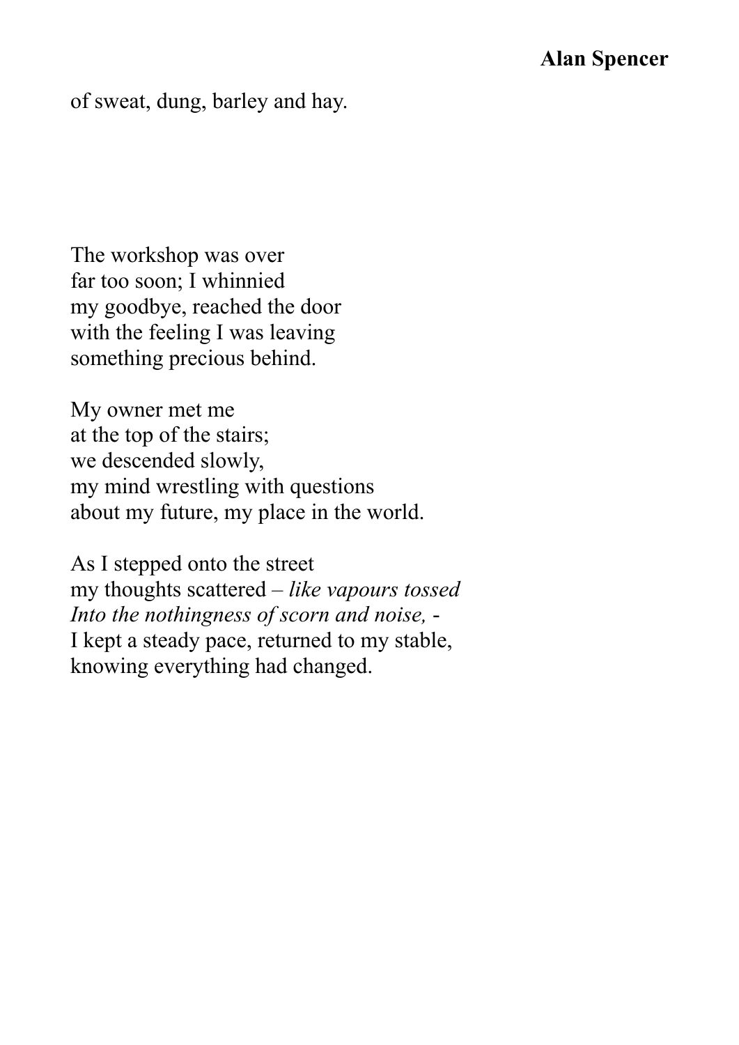of sweat, dung, barley and hay.

The workshop was over  
far too soon; I whinnied  
my goodbye, reached the door  
with the feeling I was leaving  
something precious behind.

My owner met me  
at the top of the stairs;  
we descended slowly,  
my mind wrestling with questions  
about my future, my place in the world.

As I stepped onto the street  
my thoughts scattered – *like vapours tossed*  
*Into the nothingness of scorn and noise,* -  
I kept a steady pace, returned to my stable,  
knowing everything had changed.